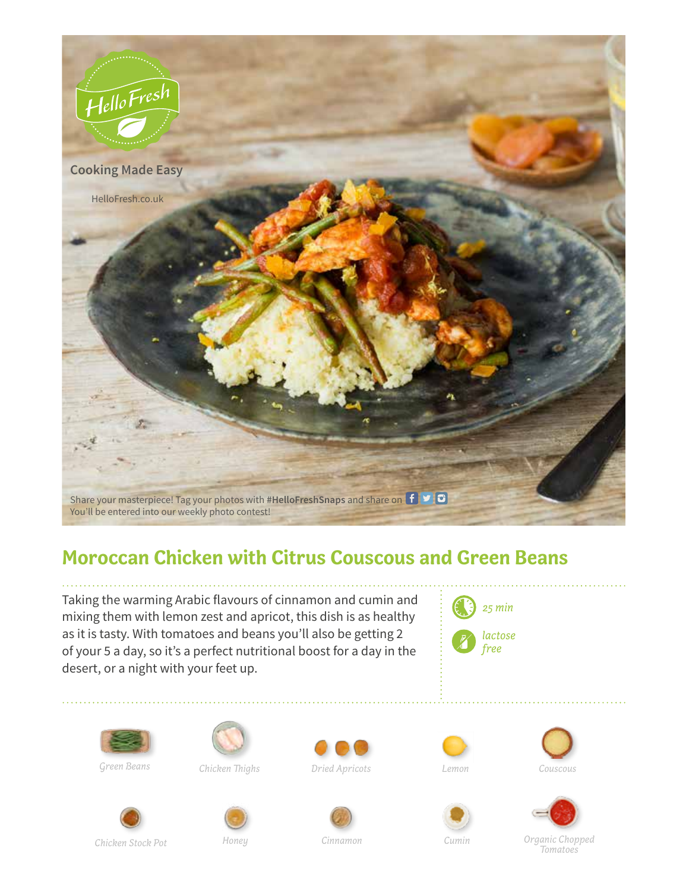Cooking Made Easy

HelloFresh.co.uk

Share your masterpiece! Tag your photos with **#HelloFreshSnaps** and share on
You'll be entered into our weekly photo contest!

# Moroccan Chicken with Citrus Couscous and Green Beans

Taking the warming Arabic flavours of cinnamon and cumin and mixing them with lemon zest and apricot, this dish is as healthy as it is tasty. With tomatoes and beans you'll also be getting 2 of your 5 a day, so it's a perfect nutritional boost for a day in the desert, or a night with your feet up.

*25 min*

*lactose free*

*Green Beans*

*Chicken Thighs*

*Dried Apricots*

*Lemon*

*Couscous*

*Chicken Stock Pot*

*Honey*

*Cinnamon*

*Cumin*

*Organic Chopped Tomatoes*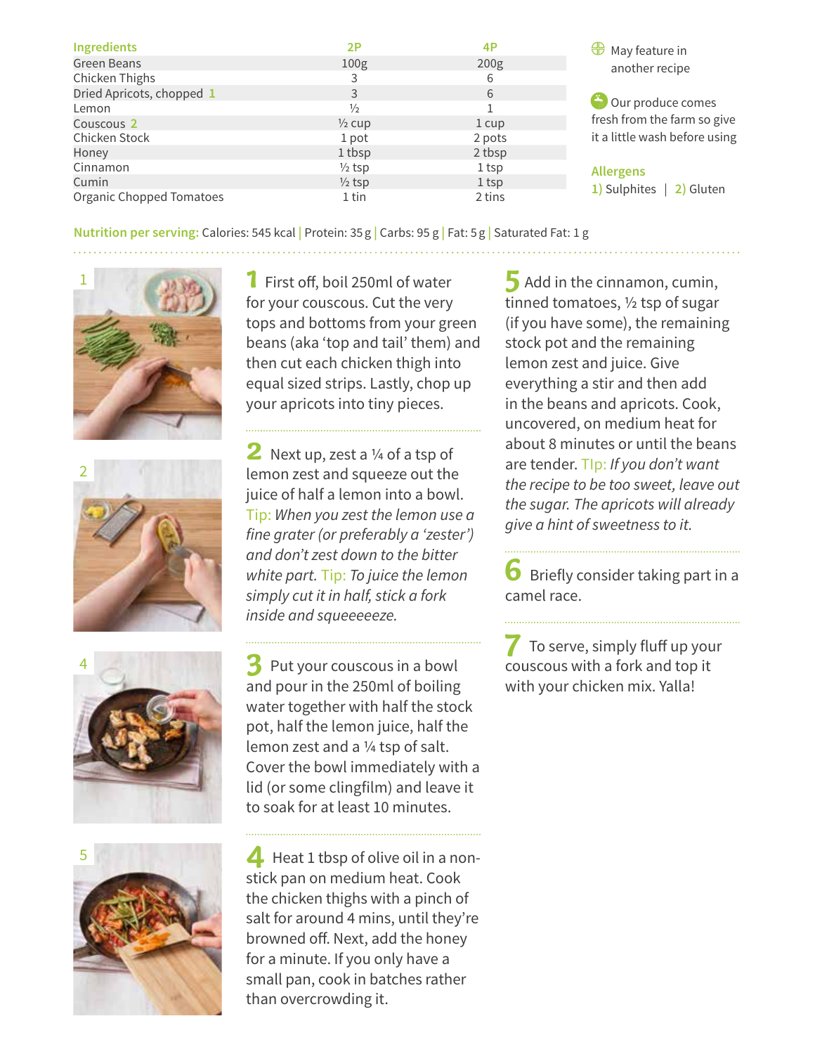| Ingredients | 2P | 4P |
|---|---|---|
| Green Beans | 100g | 200g |
| Chicken Thighs | 3 | 6 |
| Dried Apricots, chopped 1 | 3 | 6 |
| Lemon | ½ | 1 |
| Couscous 2 | ½ cup | 1 cup |
| Chicken Stock | 1 pot | 2 pots |
| Honey | 1 tbsp | 2 tbsp |
| Cinnamon | ½ tsp | 1 tsp |
| Cumin | ½ tsp | 1 tsp |
| Organic Chopped Tomatoes | 1 tin | 2 tins |

May feature in another recipe

Our produce comes fresh from the farm so give it a little wash before using

**Allergens**

1) Sulphites | 2) Gluten

**Nutrition per serving:** Calories: 545 kcal | Protein: 35 g | Carbs: 95 g | Fat: 5 g | Saturated Fat: 1 g

**1** First off, boil 250ml of water for your couscous. Cut the very tops and bottoms from your green beans (aka 'top and tail' them) and then cut each chicken thigh into equal sized strips. Lastly, chop up your apricots into tiny pieces.

**2** Next up, zest a ¼ of a tsp of lemon zest and squeeze out the juice of half a lemon into a bowl. Tip: *When you zest the lemon use a fine grater (or preferably a 'zester') and don't zest down to the bitter white part.* Tip: *To juice the lemon simply cut it in half, stick a fork inside and squeeeeeze.*

**3** Put your couscous in a bowl and pour in the 250ml of boiling water together with half the stock pot, half the lemon juice, half the lemon zest and a ¼ tsp of salt. Cover the bowl immediately with a lid (or some clingfilm) and leave it to soak for at least 10 minutes.

**4** Heat 1 tbsp of olive oil in a non-stick pan on medium heat. Cook the chicken thighs with a pinch of salt for around 4 mins, until they're browned off. Next, add the honey for a minute. If you only have a small pan, cook in batches rather than overcrowding it.

**5** Add in the cinnamon, cumin, tinned tomatoes, ½ tsp of sugar (if you have some), the remaining stock pot and the remaining lemon zest and juice. Give everything a stir and then add in the beans and apricots. Cook, uncovered, on medium heat for about 8 minutes or until the beans are tender. TIp: *If you don't want the recipe to be too sweet, leave out the sugar. The apricots will already give a hint of sweetness to it.*

**6** Briefly consider taking part in a camel race.

**7** To serve, simply fluff up your couscous with a fork and top it with your chicken mix. Yalla!